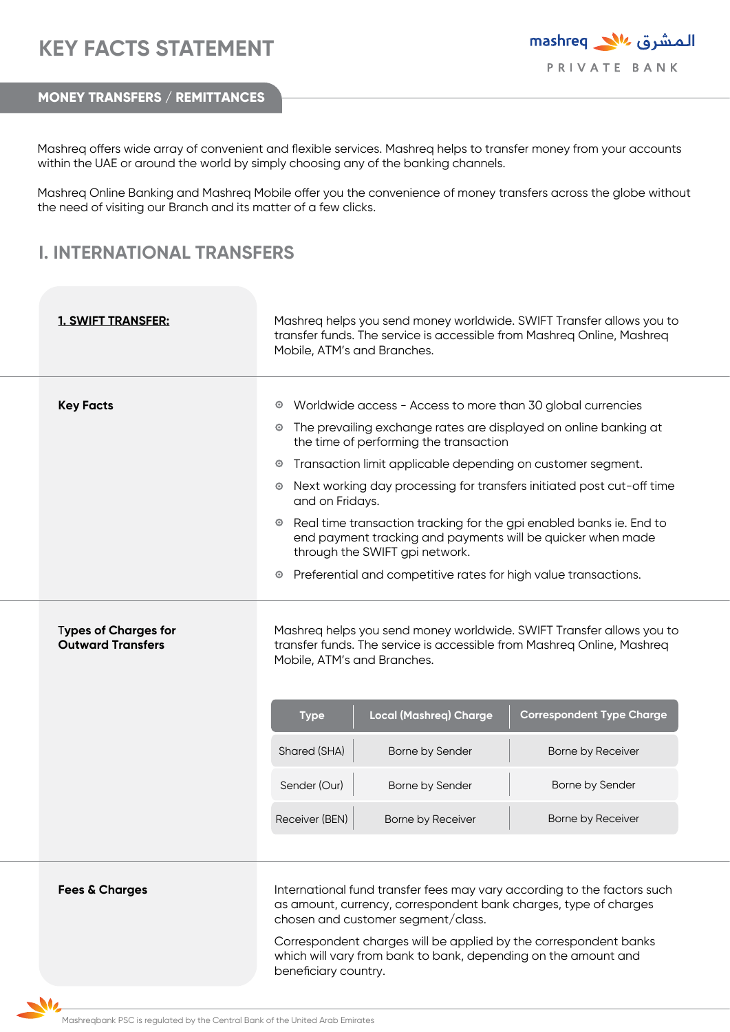# KEY FACTS STATEMENT

mashreq المشرق
PRIVATE BANK

## MONEY TRANSFERS / REMITTANCES

Mashreq offers wide array of convenient and flexible services. Mashreq helps to transfer money from your accounts within the UAE or around the world by simply choosing any of the banking channels.

Mashreq Online Banking and Mashreq Mobile offer you the convenience of money transfers across the globe without the need of visiting our Branch and its matter of a few clicks.

## I. INTERNATIONAL TRANSFERS

### 1. SWIFT TRANSFER:

Mashreq helps you send money worldwide. SWIFT Transfer allows you to transfer funds. The service is accessible from Mashreq Online, Mashreq Mobile, ATM's and Branches.

**Key Facts**

- Worldwide access - Access to more than 30 global currencies
- The prevailing exchange rates are displayed on online banking at the time of performing the transaction
- Transaction limit applicable depending on customer segment.
- Next working day processing for transfers initiated post cut-off time and on Fridays.
- Real time transaction tracking for the gpi enabled banks ie. End to end payment tracking and payments will be quicker when made through the SWIFT gpi network.
- Preferential and competitive rates for high value transactions.

**Types of Charges for Outward Transfers**

Mashreq helps you send money worldwide. SWIFT Transfer allows you to transfer funds. The service is accessible from Mashreq Online, Mashreq Mobile, ATM's and Branches.

| Type | Local (Mashreq) Charge | Correspondent Type Charge |
|---|---|---|
| Shared (SHA) | Borne by Sender | Borne by Receiver |
| Sender (Our) | Borne by Sender | Borne by Sender |
| Receiver (BEN) | Borne by Receiver | Borne by Receiver |

**Fees & Charges**

International fund transfer fees may vary according to the factors such as amount, currency, correspondent bank charges, type of charges chosen and customer segment/class.

Correspondent charges will be applied by the correspondent banks which will vary from bank to bank, depending on the amount and beneficiary country.

Mashreqbank PSC is regulated by the Central Bank of the United Arab Emirates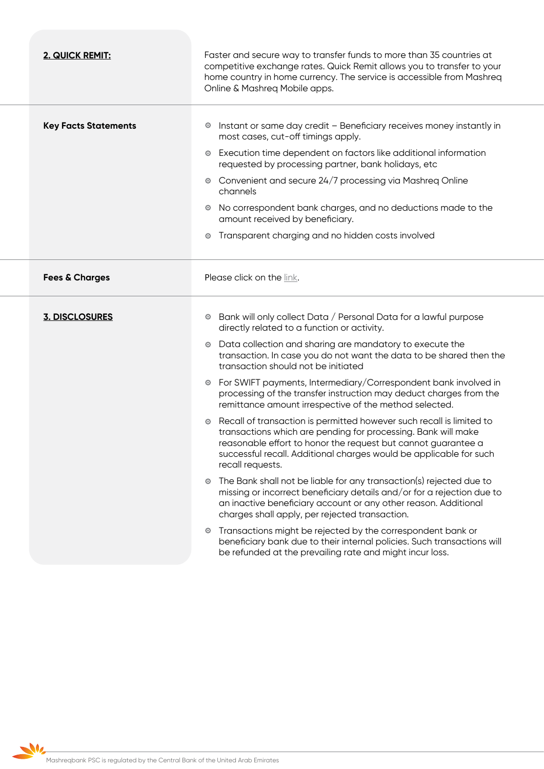| | |
|---|---|
| **2. QUICK REMIT:** | Faster and secure way to transfer funds to more than 35 countries at competitive exchange rates. Quick Remit allows you to transfer to your home country in home currency. The service is accessible from Mashreq Online & Mashreq Mobile apps. |
| **Key Facts Statements** | • Instant or same day credit – Beneficiary receives money instantly in most cases, cut-off timings apply.<br>• Execution time dependent on factors like additional information requested by processing partner, bank holidays, etc<br>• Convenient and secure 24/7 processing via Mashreq Online channels<br>• No correspondent bank charges, and no deductions made to the amount received by beneficiary.<br>• Transparent charging and no hidden costs involved |
| **Fees & Charges** | Please click on the link. |
| **3. DISCLOSURES** | • Bank will only collect Data / Personal Data for a lawful purpose directly related to a function or activity.<br>• Data collection and sharing are mandatory to execute the transaction. In case you do not want the data to be shared then the transaction should not be initiated<br>• For SWIFT payments, Intermediary/Correspondent bank involved in processing of the transfer instruction may deduct charges from the remittance amount irrespective of the method selected.<br>• Recall of transaction is permitted however such recall is limited to transactions which are pending for processing. Bank will make reasonable effort to honor the request but cannot guarantee a successful recall. Additional charges would be applicable for such recall requests.<br>• The Bank shall not be liable for any transaction(s) rejected due to missing or incorrect beneficiary details and/or for a rejection due to an inactive beneficiary account or any other reason. Additional charges shall apply, per rejected transaction.<br>• Transactions might be rejected by the correspondent bank or beneficiary bank due to their internal policies. Such transactions will be refunded at the prevailing rate and might incur loss. |

Mashreqbank PSC is regulated by the Central Bank of the United Arab Emirates